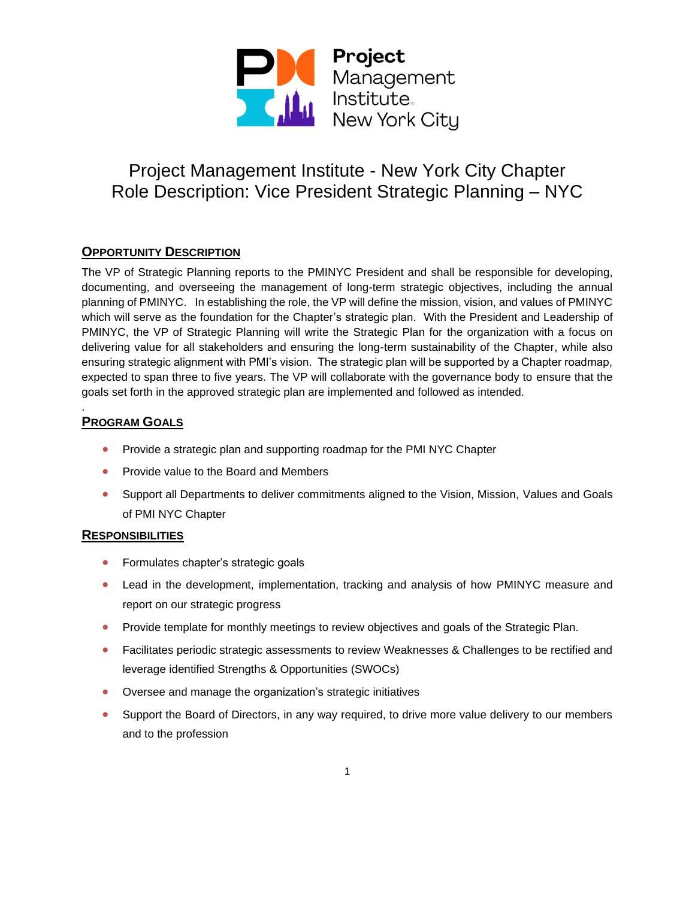Project Management Institute New York City

# Project Management Institute - New York City Chapter
# Role Description: Vice President Strategic Planning – NYC

## Opportunity Description

The VP of Strategic Planning reports to the PMINYC President and shall be responsible for developing, documenting, and overseeing the management of long-term strategic objectives, including the annual planning of PMINYC. In establishing the role, the VP will define the mission, vision, and values of PMINYC which will serve as the foundation for the Chapter's strategic plan. With the President and Leadership of PMINYC, the VP of Strategic Planning will write the Strategic Plan for the organization with a focus on delivering value for all stakeholders and ensuring the long-term sustainability of the Chapter, while also ensuring strategic alignment with PMI's vision. The strategic plan will be supported by a Chapter roadmap, expected to span three to five years. The VP will collaborate with the governance body to ensure that the goals set forth in the approved strategic plan are implemented and followed as intended.

.

## Program Goals

- Provide a strategic plan and supporting roadmap for the PMI NYC Chapter
- Provide value to the Board and Members
- Support all Departments to deliver commitments aligned to the Vision, Mission, Values and Goals of PMI NYC Chapter

## Responsibilities

- Formulates chapter's strategic goals
- Lead in the development, implementation, tracking and analysis of how PMINYC measure and report on our strategic progress
- Provide template for monthly meetings to review objectives and goals of the Strategic Plan.
- Facilitates periodic strategic assessments to review Weaknesses & Challenges to be rectified and leverage identified Strengths & Opportunities (SWOCs)
- Oversee and manage the organization's strategic initiatives
- Support the Board of Directors, in any way required, to drive more value delivery to our members and to the profession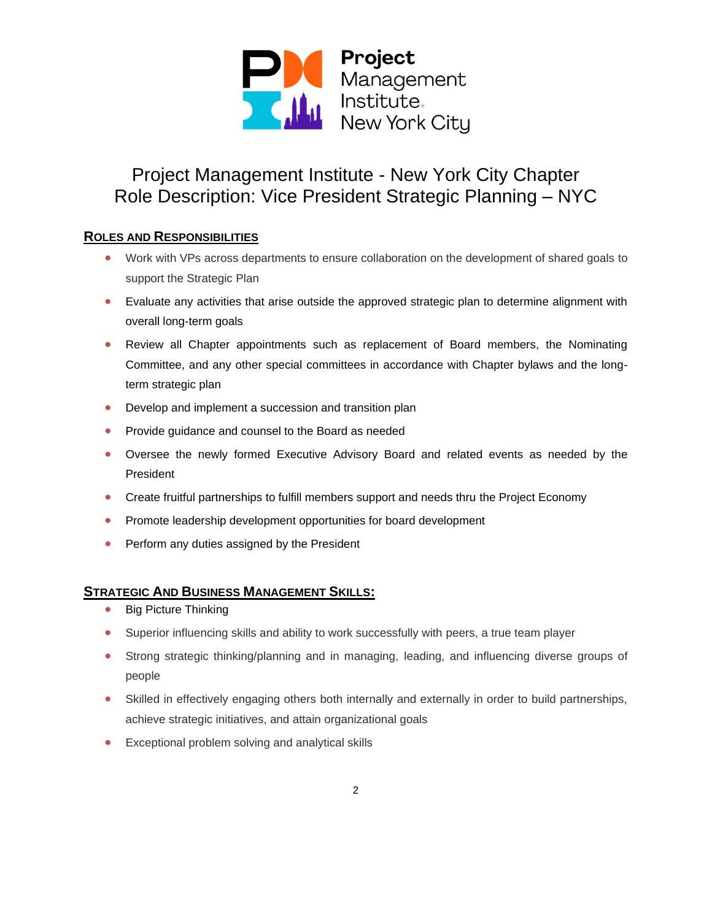# Project Management Institute - New York City Chapter
# Role Description: Vice President Strategic Planning – NYC

## ROLES AND RESPONSIBILITIES

- Work with VPs across departments to ensure collaboration on the development of shared goals to support the Strategic Plan
- Evaluate any activities that arise outside the approved strategic plan to determine alignment with overall long-term goals
- Review all Chapter appointments such as replacement of Board members, the Nominating Committee, and any other special committees in accordance with Chapter bylaws and the long-term strategic plan
- Develop and implement a succession and transition plan
- Provide guidance and counsel to the Board as needed
- Oversee the newly formed Executive Advisory Board and related events as needed by the President
- Create fruitful partnerships to fulfill members support and needs thru the Project Economy
- Promote leadership development opportunities for board development
- Perform any duties assigned by the President

## STRATEGIC AND BUSINESS MANAGEMENT SKILLS:

- Big Picture Thinking
- Superior influencing skills and ability to work successfully with peers, a true team player
- Strong strategic thinking/planning and in managing, leading, and influencing diverse groups of people
- Skilled in effectively engaging others both internally and externally in order to build partnerships, achieve strategic initiatives, and attain organizational goals
- Exceptional problem solving and analytical skills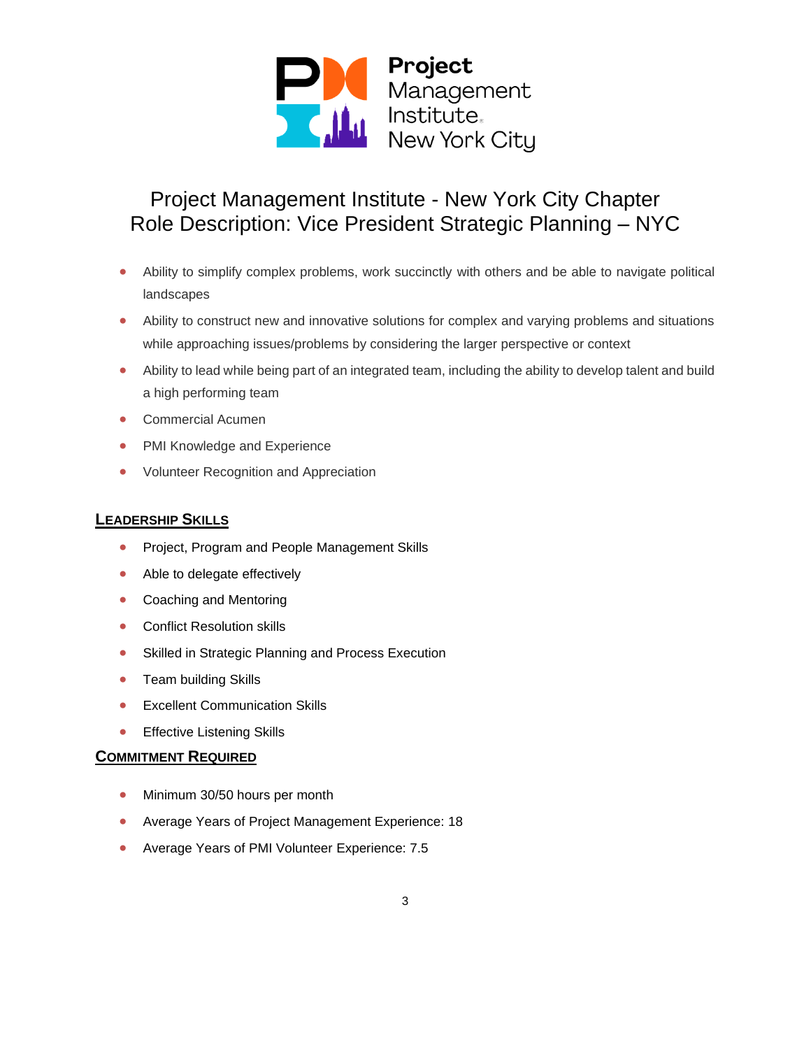Project Management Institute - New York City Chapter
Role Description: Vice President Strategic Planning – NYC

- Ability to simplify complex problems, work succinctly with others and be able to navigate political landscapes
- Ability to construct new and innovative solutions for complex and varying problems and situations while approaching issues/problems by considering the larger perspective or context
- Ability to lead while being part of an integrated team, including the ability to develop talent and build a high performing team
- Commercial Acumen
- PMI Knowledge and Experience
- Volunteer Recognition and Appreciation

## LEADERSHIP SKILLS

- Project, Program and People Management Skills
- Able to delegate effectively
- Coaching and Mentoring
- Conflict Resolution skills
- Skilled in Strategic Planning and Process Execution
- Team building Skills
- Excellent Communication Skills
- Effective Listening Skills

## COMMITMENT REQUIRED

- Minimum 30/50 hours per month
- Average Years of Project Management Experience: 18
- Average Years of PMI Volunteer Experience: 7.5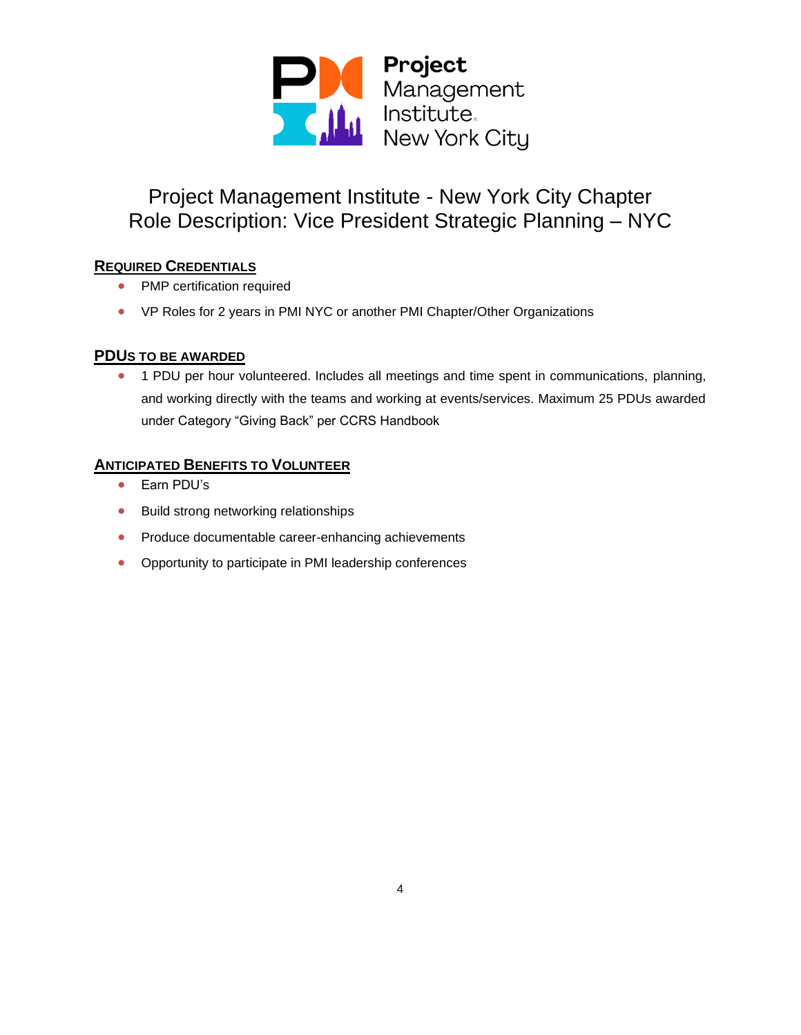Project Management Institute New York City

# Project Management Institute - New York City Chapter
# Role Description: Vice President Strategic Planning – NYC

## Required Credentials

- PMP certification required
- VP Roles for 2 years in PMI NYC or another PMI Chapter/Other Organizations

## PDUs to be Awarded

- 1 PDU per hour volunteered. Includes all meetings and time spent in communications, planning, and working directly with the teams and working at events/services. Maximum 25 PDUs awarded under Category "Giving Back" per CCRS Handbook

## Anticipated Benefits to Volunteer

- Earn PDU's
- Build strong networking relationships
- Produce documentable career-enhancing achievements
- Opportunity to participate in PMI leadership conferences